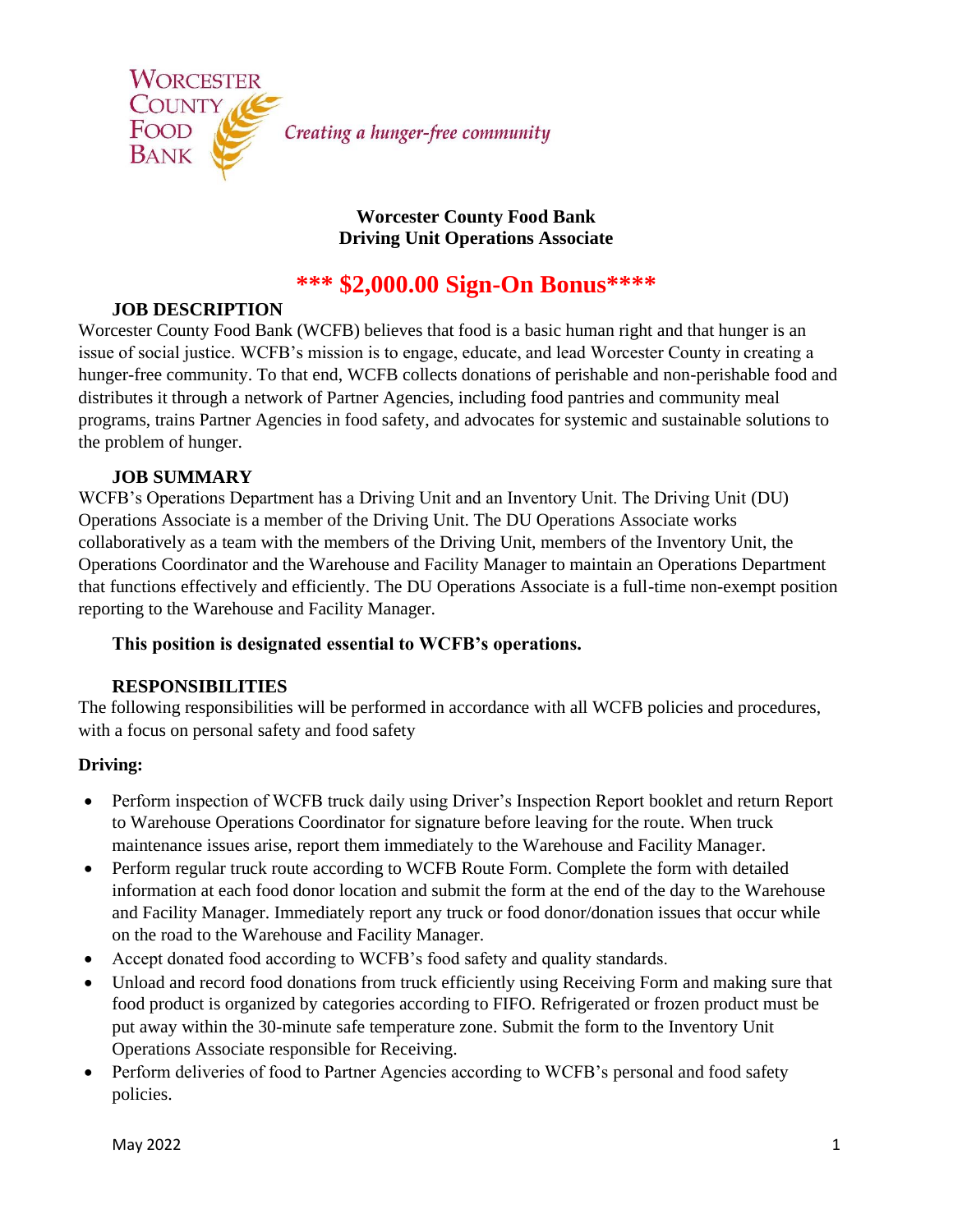Worcester County Food Bank — *Creating a hunger-free community*

**Worcester County Food Bank**
**Driving Unit Operations Associate**

## *** $2,000.00 Sign-On Bonus****

### JOB DESCRIPTION

Worcester County Food Bank (WCFB) believes that food is a basic human right and that hunger is an issue of social justice. WCFB's mission is to engage, educate, and lead Worcester County in creating a hunger-free community. To that end, WCFB collects donations of perishable and non-perishable food and distributes it through a network of Partner Agencies, including food pantries and community meal programs, trains Partner Agencies in food safety, and advocates for systemic and sustainable solutions to the problem of hunger.

### JOB SUMMARY

WCFB's Operations Department has a Driving Unit and an Inventory Unit. The Driving Unit (DU) Operations Associate is a member of the Driving Unit. The DU Operations Associate works collaboratively as a team with the members of the Driving Unit, members of the Inventory Unit, the Operations Coordinator and the Warehouse and Facility Manager to maintain an Operations Department that functions effectively and efficiently. The DU Operations Associate is a full-time non-exempt position reporting to the Warehouse and Facility Manager.

**This position is designated essential to WCFB's operations.**

### RESPONSIBILITIES

The following responsibilities will be performed in accordance with all WCFB policies and procedures, with a focus on personal safety and food safety

**Driving:**

- Perform inspection of WCFB truck daily using Driver's Inspection Report booklet and return Report to Warehouse Operations Coordinator for signature before leaving for the route. When truck maintenance issues arise, report them immediately to the Warehouse and Facility Manager.
- Perform regular truck route according to WCFB Route Form. Complete the form with detailed information at each food donor location and submit the form at the end of the day to the Warehouse and Facility Manager. Immediately report any truck or food donor/donation issues that occur while on the road to the Warehouse and Facility Manager.
- Accept donated food according to WCFB's food safety and quality standards.
- Unload and record food donations from truck efficiently using Receiving Form and making sure that food product is organized by categories according to FIFO. Refrigerated or frozen product must be put away within the 30-minute safe temperature zone. Submit the form to the Inventory Unit Operations Associate responsible for Receiving.
- Perform deliveries of food to Partner Agencies according to WCFB's personal and food safety policies.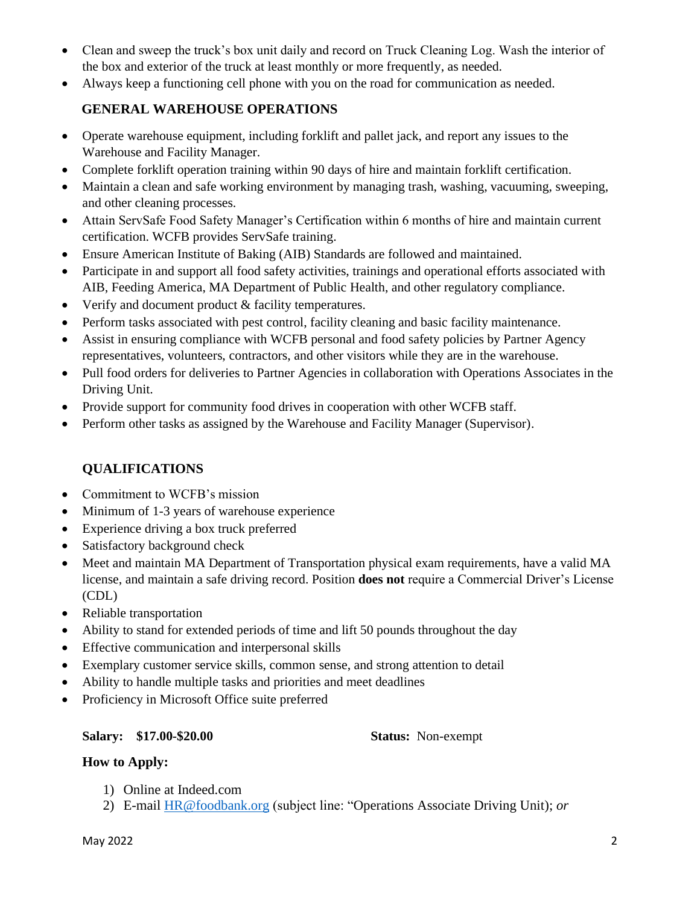- Clean and sweep the truck's box unit daily and record on Truck Cleaning Log. Wash the interior of the box and exterior of the truck at least monthly or more frequently, as needed.
- Always keep a functioning cell phone with you on the road for communication as needed.

## GENERAL WAREHOUSE OPERATIONS

- Operate warehouse equipment, including forklift and pallet jack, and report any issues to the Warehouse and Facility Manager.
- Complete forklift operation training within 90 days of hire and maintain forklift certification.
- Maintain a clean and safe working environment by managing trash, washing, vacuuming, sweeping, and other cleaning processes.
- Attain ServSafe Food Safety Manager's Certification within 6 months of hire and maintain current certification. WCFB provides ServSafe training.
- Ensure American Institute of Baking (AIB) Standards are followed and maintained.
- Participate in and support all food safety activities, trainings and operational efforts associated with AIB, Feeding America, MA Department of Public Health, and other regulatory compliance.
- Verify and document product & facility temperatures.
- Perform tasks associated with pest control, facility cleaning and basic facility maintenance.
- Assist in ensuring compliance with WCFB personal and food safety policies by Partner Agency representatives, volunteers, contractors, and other visitors while they are in the warehouse.
- Pull food orders for deliveries to Partner Agencies in collaboration with Operations Associates in the Driving Unit.
- Provide support for community food drives in cooperation with other WCFB staff.
- Perform other tasks as assigned by the Warehouse and Facility Manager (Supervisor).

## QUALIFICATIONS

- Commitment to WCFB's mission
- Minimum of 1-3 years of warehouse experience
- Experience driving a box truck preferred
- Satisfactory background check
- Meet and maintain MA Department of Transportation physical exam requirements, have a valid MA license, and maintain a safe driving record. Position **does not** require a Commercial Driver's License (CDL)
- Reliable transportation
- Ability to stand for extended periods of time and lift 50 pounds throughout the day
- Effective communication and interpersonal skills
- Exemplary customer service skills, common sense, and strong attention to detail
- Ability to handle multiple tasks and priorities and meet deadlines
- Proficiency in Microsoft Office suite preferred

**Salary: $17.00-$20.00** **Status:** Non-exempt

**How to Apply:**

1) Online at Indeed.com
2) E-mail HR@foodbank.org (subject line: "Operations Associate Driving Unit); *or*

May 2022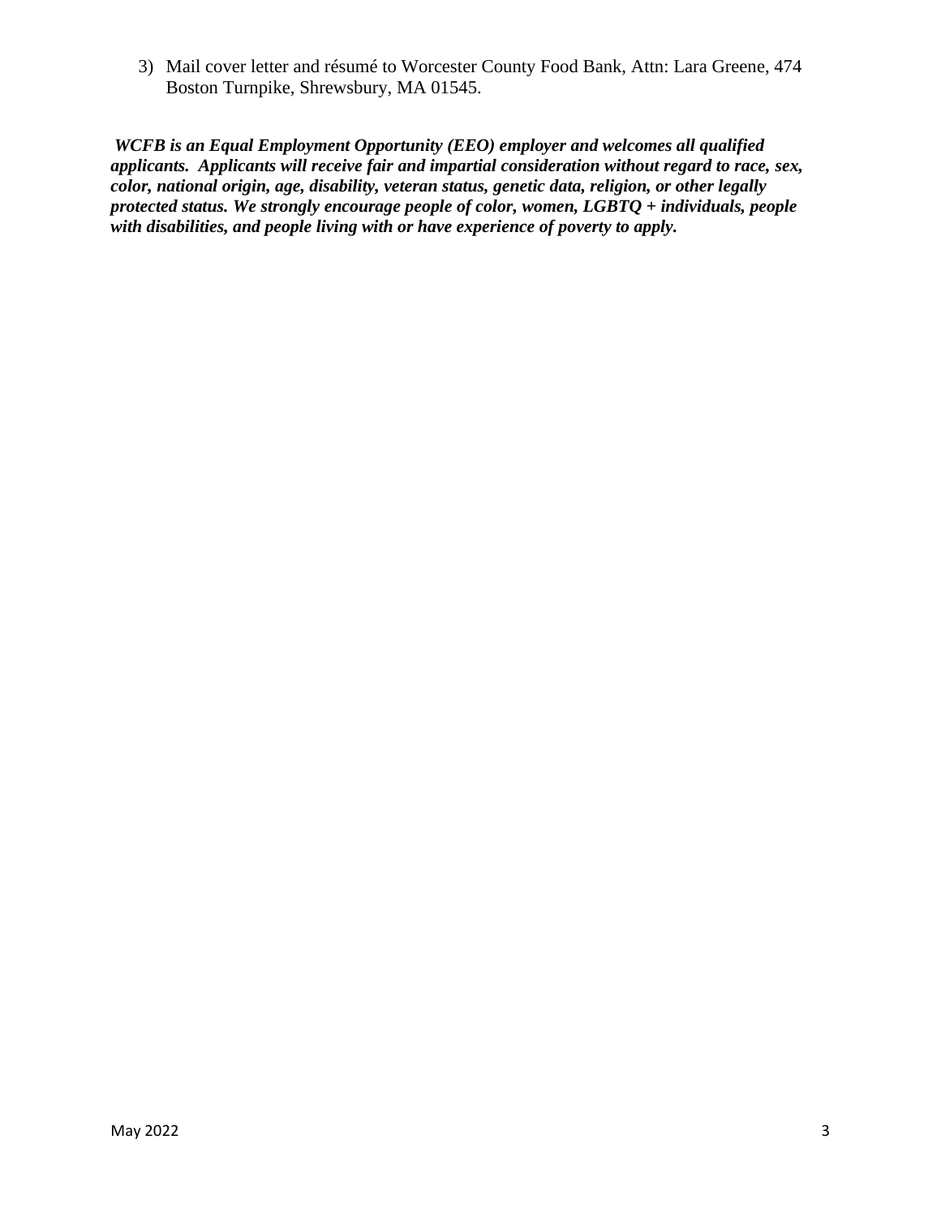3) Mail cover letter and résumé to Worcester County Food Bank, Attn: Lara Greene, 474 Boston Turnpike, Shrewsbury, MA 01545.

***WCFB is an Equal Employment Opportunity (EEO) employer and welcomes all qualified applicants. Applicants will receive fair and impartial consideration without regard to race, sex, color, national origin, age, disability, veteran status, genetic data, religion, or other legally protected status. We strongly encourage people of color, women, LGBTQ + individuals, people with disabilities, and people living with or have experience of poverty to apply.***